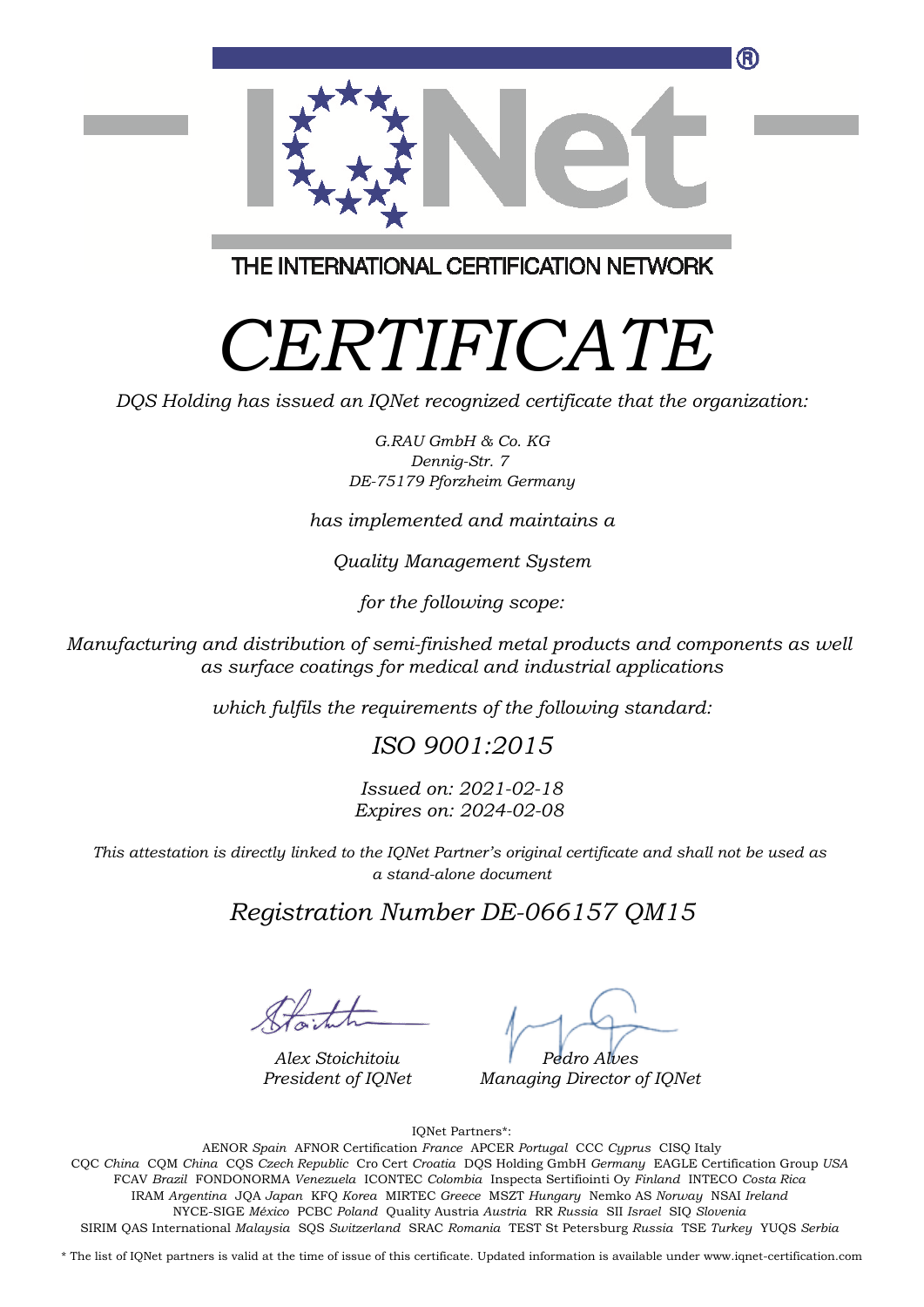IQNet®

THE INTERNATIONAL CERTIFICATION NETWORK

# *CERTIFICATE*

*DQS Holding has issued an IQNet recognized certificate that the organization:*

*G.RAU GmbH & Co. KG*
*Dennig-Str. 7*
*DE-75179 Pforzheim Germany*

*has implemented and maintains a*

*Quality Management System*

*for the following scope:*

*Manufacturing and distribution of semi-finished metal products and components as well as surface coatings for medical and industrial applications*

*which fulfils the requirements of the following standard:*

## *ISO 9001:2015*

*Issued on: 2021-02-18*
*Expires on: 2024-02-08*

*This attestation is directly linked to the IQNet Partner's original certificate and shall not be used as a stand-alone document*

## *Registration Number DE-066157 QM15*

*Alex Stoichitoiu*
*President of IQNet*

*Pedro Alves*
*Managing Director of IQNet*

IQNet Partners*:

AENOR *Spain* AFNOR Certification *France* APCER *Portugal* CCC *Cyprus* CISQ Italy
CQC *China* CQM *China* CQS *Czech Republic* Cro Cert *Croatia* DQS Holding GmbH *Germany* EAGLE Certification Group *USA*
FCAV *Brazil* FONDONORMA *Venezuela* ICONTEC *Colombia* Inspecta Sertifiointi Oy *Finland* INTECO *Costa Rica*
IRAM *Argentina* JQA *Japan* KFQ *Korea* MIRTEC *Greece* MSZT *Hungary* Nemko AS *Norway* NSAI *Ireland*
NYCE-SIGE *México* PCBC *Poland* Quality Austria *Austria* RR *Russia* SII *Israel* SIQ *Slovenia*
SIRIM QAS International *Malaysia* SQS *Switzerland* SRAC *Romania* TEST St Petersburg *Russia* TSE *Turkey* YUQS *Serbia*

* The list of IQNet partners is valid at the time of issue of this certificate. Updated information is available under www.iqnet-certification.com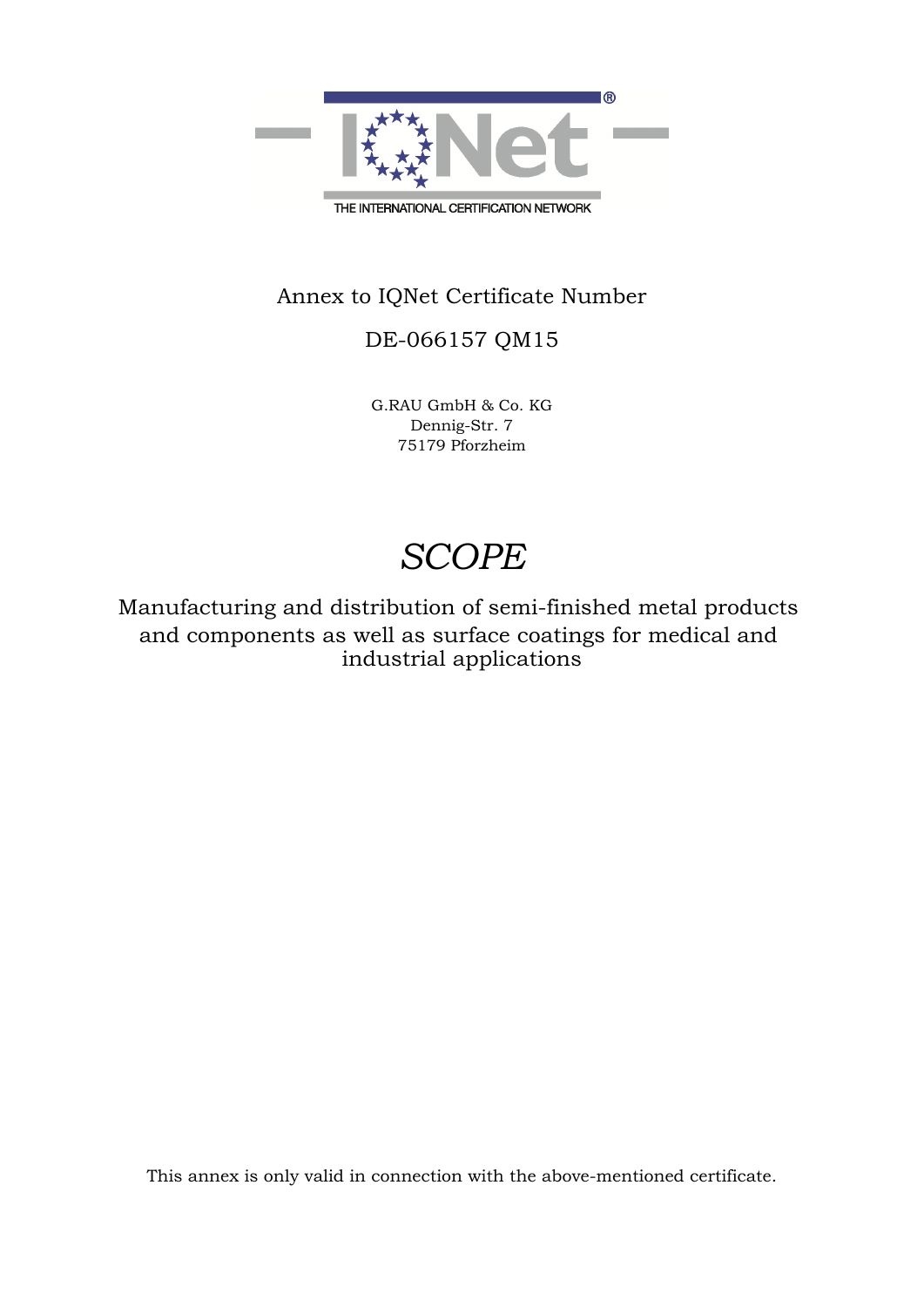THE INTERNATIONAL CERTIFICATION NETWORK

Annex to IQNet Certificate Number

DE-066157 QM15

G.RAU GmbH & Co. KG
Dennig-Str. 7
75179 Pforzheim

# *SCOPE*

Manufacturing and distribution of semi-finished metal products and components as well as surface coatings for medical and industrial applications

This annex is only valid in connection with the above-mentioned certificate.